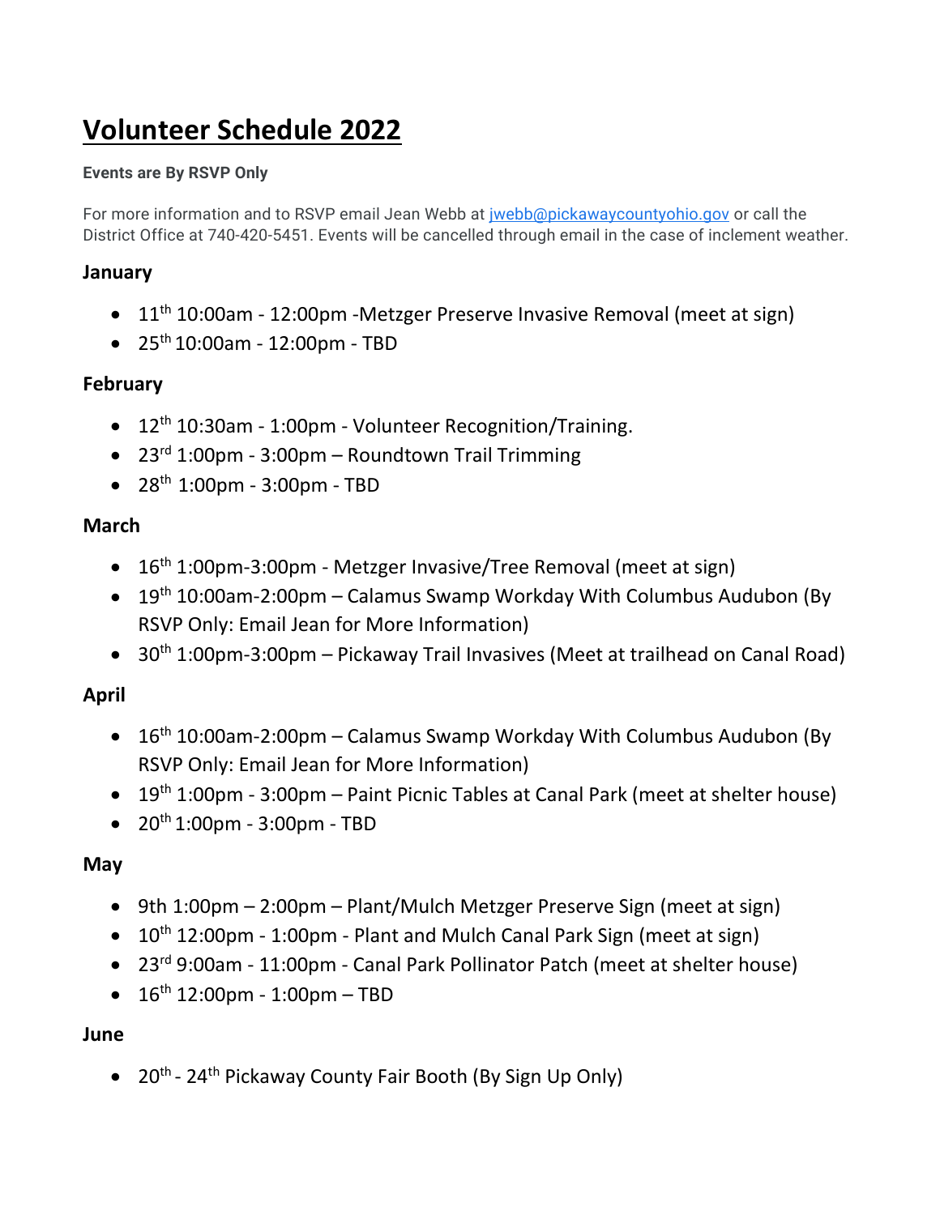# Volunteer Schedule 2022

**Events are By RSVP Only**

For more information and to RSVP email Jean Webb at jwebb@pickawaycountyohio.gov or call the District Office at 740-420-5451. Events will be cancelled through email in the case of inclement weather.

### January

- 11th 10:00am - 12:00pm -Metzger Preserve Invasive Removal (meet at sign)
- 25th 10:00am - 12:00pm - TBD

### February

- 12th 10:30am - 1:00pm - Volunteer Recognition/Training.
- 23rd 1:00pm - 3:00pm – Roundtown Trail Trimming
- 28th 1:00pm - 3:00pm - TBD

### March

- 16th 1:00pm-3:00pm - Metzger Invasive/Tree Removal (meet at sign)
- 19th 10:00am-2:00pm – Calamus Swamp Workday With Columbus Audubon (By RSVP Only: Email Jean for More Information)
- 30th 1:00pm-3:00pm – Pickaway Trail Invasives (Meet at trailhead on Canal Road)

### April

- 16th 10:00am-2:00pm – Calamus Swamp Workday With Columbus Audubon (By RSVP Only: Email Jean for More Information)
- 19th 1:00pm - 3:00pm – Paint Picnic Tables at Canal Park (meet at shelter house)
- 20th 1:00pm - 3:00pm - TBD

### May

- 9th 1:00pm – 2:00pm – Plant/Mulch Metzger Preserve Sign (meet at sign)
- 10th 12:00pm - 1:00pm - Plant and Mulch Canal Park Sign (meet at sign)
- 23rd 9:00am - 11:00pm - Canal Park Pollinator Patch (meet at shelter house)
- 16th 12:00pm - 1:00pm – TBD

### June

- 20th - 24th Pickaway County Fair Booth (By Sign Up Only)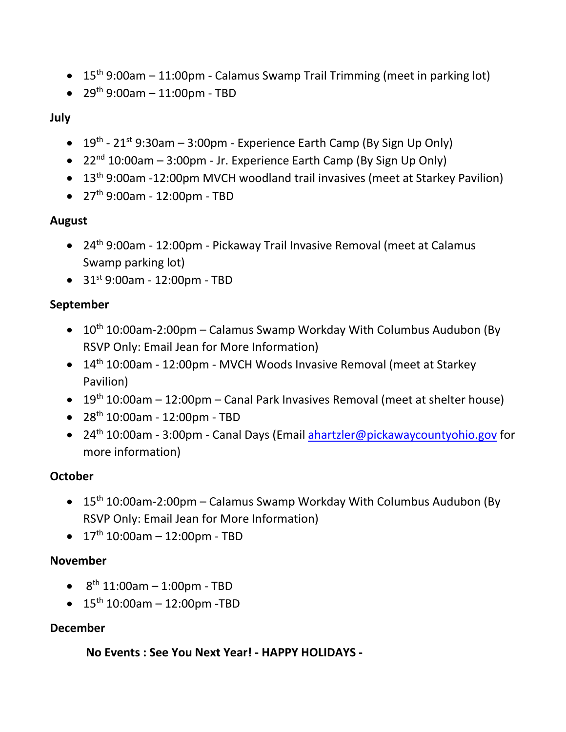- 15th 9:00am – 11:00pm - Calamus Swamp Trail Trimming (meet in parking lot)
- 29th 9:00am – 11:00pm - TBD

**July**

- 19th - 21st 9:30am – 3:00pm - Experience Earth Camp (By Sign Up Only)
- 22nd 10:00am – 3:00pm - Jr. Experience Earth Camp (By Sign Up Only)
- 13th 9:00am -12:00pm MVCH woodland trail invasives (meet at Starkey Pavilion)
- 27th 9:00am - 12:00pm - TBD

**August**

- 24th 9:00am - 12:00pm - Pickaway Trail Invasive Removal (meet at Calamus Swamp parking lot)
- 31st 9:00am - 12:00pm - TBD

**September**

- 10th 10:00am-2:00pm – Calamus Swamp Workday With Columbus Audubon (By RSVP Only: Email Jean for More Information)
- 14th 10:00am - 12:00pm - MVCH Woods Invasive Removal (meet at Starkey Pavilion)
- 19th 10:00am – 12:00pm – Canal Park Invasives Removal (meet at shelter house)
- 28th 10:00am - 12:00pm - TBD
- 24th 10:00am - 3:00pm - Canal Days (Email ahartzler@pickawaycountyohio.gov for more information)

**October**

- 15th 10:00am-2:00pm – Calamus Swamp Workday With Columbus Audubon (By RSVP Only: Email Jean for More Information)
- 17th 10:00am – 12:00pm - TBD

**November**

- 8th 11:00am – 1:00pm - TBD
- 15th 10:00am – 12:00pm -TBD

**December**

**No Events : See You Next Year! - HAPPY HOLIDAYS -**